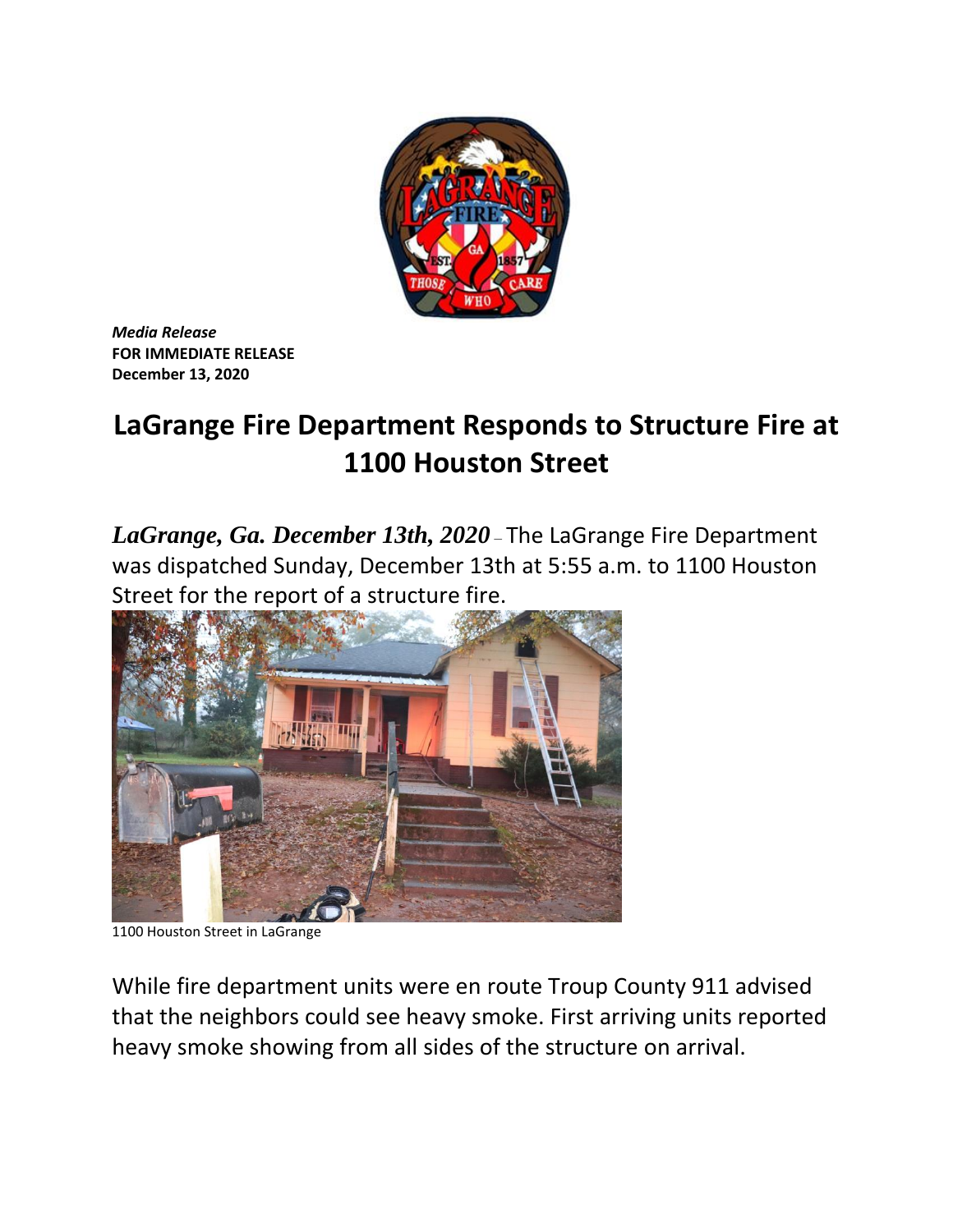*Media Release*
**FOR IMMEDIATE RELEASE**
**December 13, 2020**

# LaGrange Fire Department Responds to Structure Fire at 1100 Houston Street

***LaGrange, Ga. December 13th, 2020*** – The LaGrange Fire Department was dispatched Sunday, December 13th at 5:55 a.m. to 1100 Houston Street for the report of a structure fire.

1100 Houston Street in LaGrange

While fire department units were en route Troup County 911 advised that the neighbors could see heavy smoke. First arriving units reported heavy smoke showing from all sides of the structure on arrival.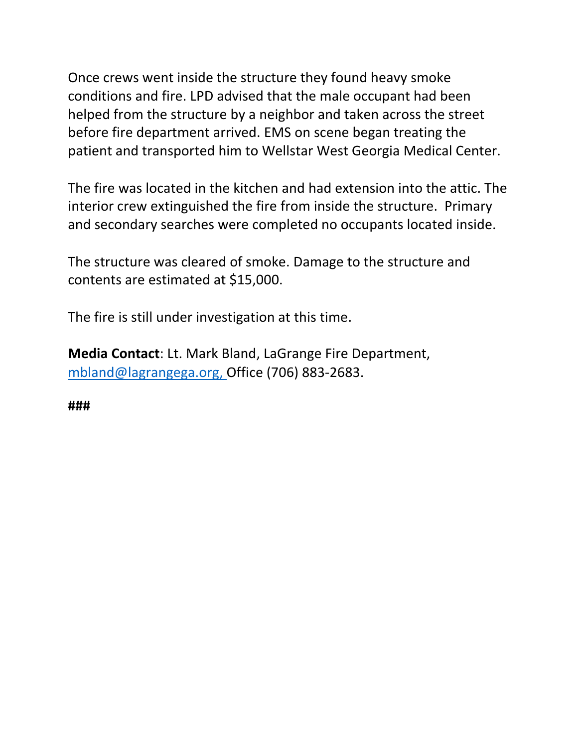Once crews went inside the structure they found heavy smoke conditions and fire. LPD advised that the male occupant had been helped from the structure by a neighbor and taken across the street before fire department arrived. EMS on scene began treating the patient and transported him to Wellstar West Georgia Medical Center.

The fire was located in the kitchen and had extension into the attic. The interior crew extinguished the fire from inside the structure. Primary and secondary searches were completed no occupants located inside.

The structure was cleared of smoke. Damage to the structure and contents are estimated at $15,000.

The fire is still under investigation at this time.

**Media Contact**: Lt. Mark Bland, LaGrange Fire Department, mbland@lagrangega.org, Office (706) 883-2683.

**###**